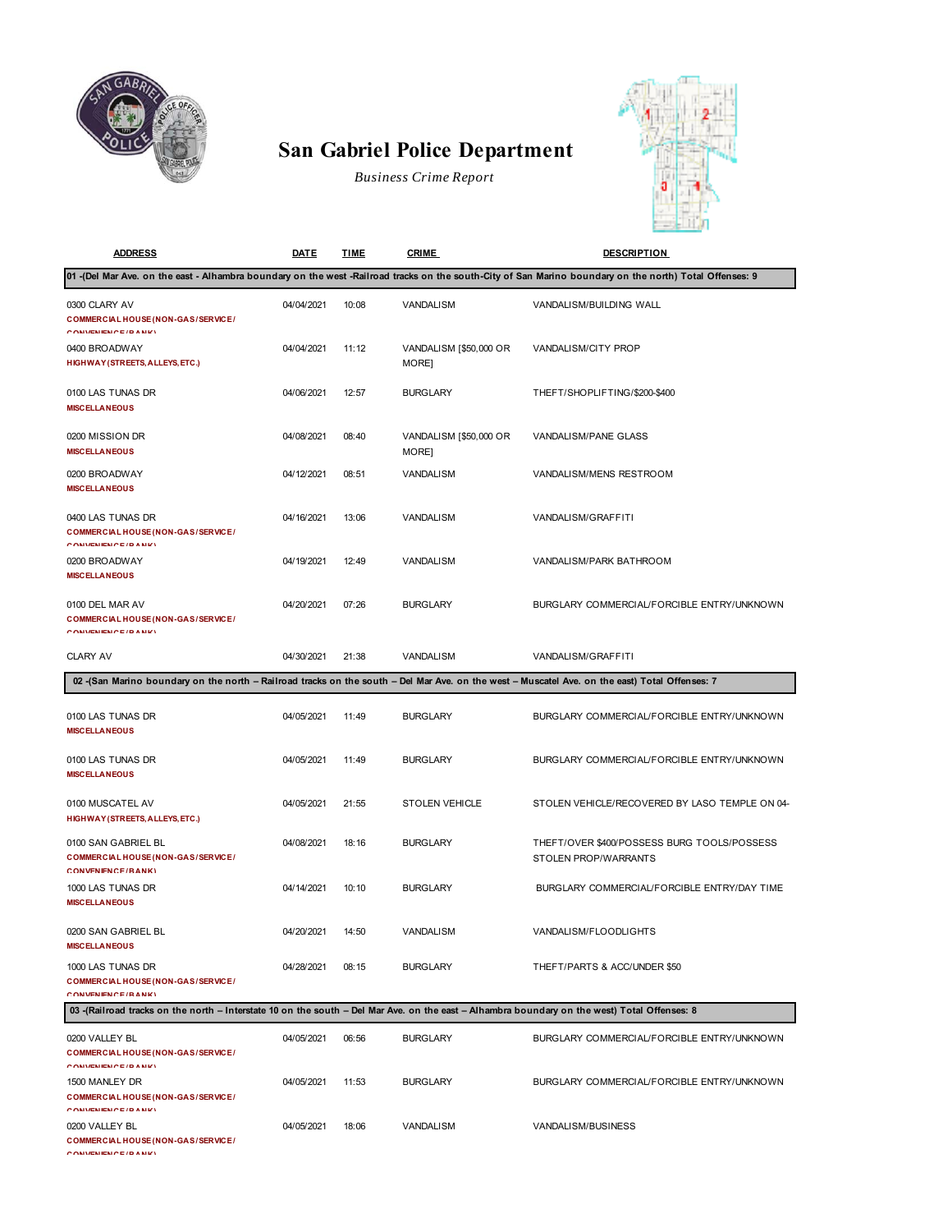# San Gabriel Police Department

*Business Crime Report*

| ADDRESS | DATE | TIME | CRIME | DESCRIPTION |
|---|---|---|---|---|
| **01 -(Del Mar Ave. on the east - Alhambra boundary on the west -Railroad tracks on the south-City of San Marino boundary on the north) Total Offenses: 9** | | | | |
| 0300 CLARY AV<br>**COMMERCIAL HOUSE(NON-GAS/SERVICE/CONVENIENCE/BANK)** | 04/04/2021 | 10:08 | VANDALISM | VANDALISM/BUILDING WALL |
| 0400 BROADWAY<br>**HIGHWAY(STREETS,ALLEYS,ETC.)** | 04/04/2021 | 11:12 | VANDALISM [$50,000 OR MORE] | VANDALISM/CITY PROP |
| 0100 LAS TUNAS DR<br>**MISCELLANEOUS** | 04/06/2021 | 12:57 | BURGLARY | THEFT/SHOPLIFTING/$200-$400 |
| 0200 MISSION DR<br>**MISCELLANEOUS** | 04/08/2021 | 08:40 | VANDALISM [$50,000 OR MORE] | VANDALISM/PANE GLASS |
| 0200 BROADWAY<br>**MISCELLANEOUS** | 04/12/2021 | 08:51 | VANDALISM | VANDALISM/MENS RESTROOM |
| 0400 LAS TUNAS DR<br>**COMMERCIAL HOUSE(NON-GAS/SERVICE/CONVENIENCE/BANK)** | 04/16/2021 | 13:06 | VANDALISM | VANDALISM/GRAFFITI |
| 0200 BROADWAY<br>**MISCELLANEOUS** | 04/19/2021 | 12:49 | VANDALISM | VANDALISM/PARK BATHROOM |
| 0100 DEL MAR AV<br>**COMMERCIAL HOUSE(NON-GAS/SERVICE/CONVENIENCE/BANK)** | 04/20/2021 | 07:26 | BURGLARY | BURGLARY COMMERCIAL/FORCIBLE ENTRY/UNKNOWN |
| CLARY AV | 04/30/2021 | 21:38 | VANDALISM | VANDALISM/GRAFFITI |
| **02 -(San Marino boundary on the north – Railroad tracks on the south – Del Mar Ave. on the west – Muscatel Ave. on the east) Total Offenses: 7** | | | | |
| 0100 LAS TUNAS DR<br>**MISCELLANEOUS** | 04/05/2021 | 11:49 | BURGLARY | BURGLARY COMMERCIAL/FORCIBLE ENTRY/UNKNOWN |
| 0100 LAS TUNAS DR<br>**MISCELLANEOUS** | 04/05/2021 | 11:49 | BURGLARY | BURGLARY COMMERCIAL/FORCIBLE ENTRY/UNKNOWN |
| 0100 MUSCATEL AV<br>**HIGHWAY(STREETS,ALLEYS,ETC.)** | 04/05/2021 | 21:55 | STOLEN VEHICLE | STOLEN VEHICLE/RECOVERED BY LASO TEMPLE ON 04- |
| 0100 SAN GABRIEL BL<br>**COMMERCIAL HOUSE(NON-GAS/SERVICE/CONVENIENCE/BANK)** | 04/08/2021 | 18:16 | BURGLARY | THEFT/OVER $400/POSSESS BURG TOOLS/POSSESS STOLEN PROP/WARRANTS |
| 1000 LAS TUNAS DR<br>**MISCELLANEOUS** | 04/14/2021 | 10:10 | BURGLARY | BURGLARY COMMERCIAL/FORCIBLE ENTRY/DAY TIME |
| 0200 SAN GABRIEL BL<br>**MISCELLANEOUS** | 04/20/2021 | 14:50 | VANDALISM | VANDALISM/FLOODLIGHTS |
| 1000 LAS TUNAS DR<br>**COMMERCIAL HOUSE(NON-GAS/SERVICE/CONVENIENCE/BANK)** | 04/28/2021 | 08:15 | BURGLARY | THEFT/PARTS & ACC/UNDER $50 |
| **03 -(Railroad tracks on the north – Interstate 10 on the south – Del Mar Ave. on the east – Alhambra boundary on the west) Total Offenses: 8** | | | | |
| 0200 VALLEY BL<br>**COMMERCIAL HOUSE(NON-GAS/SERVICE/CONVENIENCE/BANK)** | 04/05/2021 | 06:56 | BURGLARY | BURGLARY COMMERCIAL/FORCIBLE ENTRY/UNKNOWN |
| 1500 MANLEY DR<br>**COMMERCIAL HOUSE(NON-GAS/SERVICE/CONVENIENCE/BANK)** | 04/05/2021 | 11:53 | BURGLARY | BURGLARY COMMERCIAL/FORCIBLE ENTRY/UNKNOWN |
| 0200 VALLEY BL<br>**COMMERCIAL HOUSE(NON-GAS/SERVICE/CONVENIENCE/BANK)** | 04/05/2021 | 18:06 | VANDALISM | VANDALISM/BUSINESS |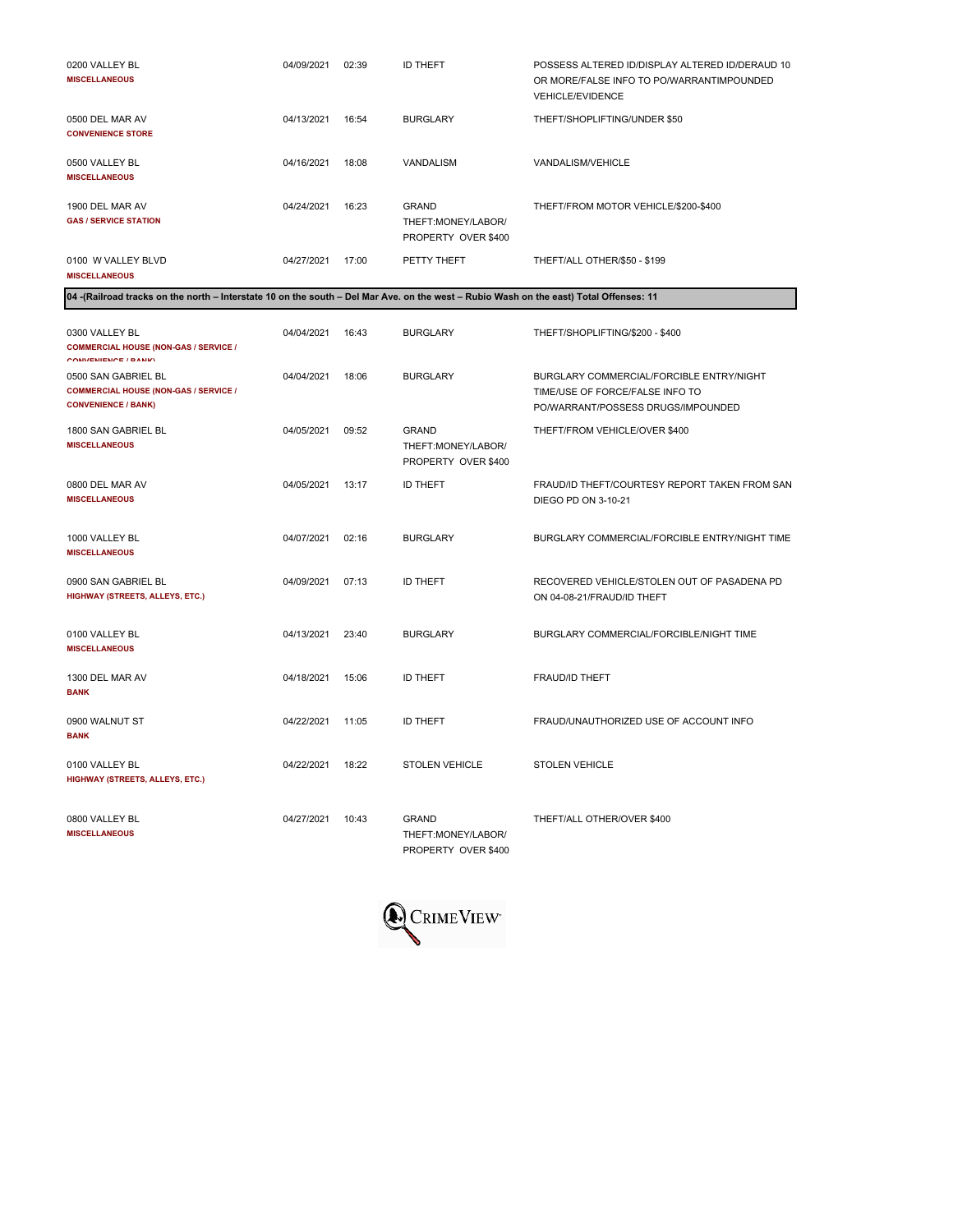| | | | | |
|---|---|---|---|---|
| 0200 VALLEY BL<br>**MISCELLANEOUS** | 04/09/2021 | 02:39 | ID THEFT | POSSESS ALTERED ID/DISPLAY ALTERED ID/DERAUD 10 OR MORE/FALSE INFO TO PO/WARRANTIMPOUNDED VEHICLE/EVIDENCE |
| 0500 DEL MAR AV<br>**CONVENIENCE STORE** | 04/13/2021 | 16:54 | BURGLARY | THEFT/SHOPLIFTING/UNDER $50 |
| 0500 VALLEY BL<br>**MISCELLANEOUS** | 04/16/2021 | 18:08 | VANDALISM | VANDALISM/VEHICLE |
| 1900 DEL MAR AV<br>**GAS / SERVICE STATION** | 04/24/2021 | 16:23 | GRAND THEFT:MONEY/LABOR/ PROPERTY OVER $400 | THEFT/FROM MOTOR VEHICLE/$200-$400 |
| 0100 W VALLEY BLVD<br>**MISCELLANEOUS** | 04/27/2021 | 17:00 | PETTY THEFT | THEFT/ALL OTHER/$50 - $199 |

**04 -(Railroad tracks on the north – Interstate 10 on the south – Del Mar Ave. on the west – Rubio Wash on the east) Total Offenses: 11**

| | | | | |
|---|---|---|---|---|
| 0300 VALLEY BL<br>**COMMERCIAL HOUSE (NON-GAS / SERVICE / CONVENIENCE / BANK)** | 04/04/2021 | 16:43 | BURGLARY | THEFT/SHOPLIFTING/$200 - $400 |
| 0500 SAN GABRIEL BL<br>**COMMERCIAL HOUSE (NON-GAS / SERVICE / CONVENIENCE / BANK)** | 04/04/2021 | 18:06 | BURGLARY | BURGLARY COMMERCIAL/FORCIBLE ENTRY/NIGHT TIME/USE OF FORCE/FALSE INFO TO PO/WARRANT/POSSESS DRUGS/IMPOUNDED |
| 1800 SAN GABRIEL BL<br>**MISCELLANEOUS** | 04/05/2021 | 09:52 | GRAND THEFT:MONEY/LABOR/ PROPERTY OVER $400 | THEFT/FROM VEHICLE/OVER $400 |
| 0800 DEL MAR AV<br>**MISCELLANEOUS** | 04/05/2021 | 13:17 | ID THEFT | FRAUD/ID THEFT/COURTESY REPORT TAKEN FROM SAN DIEGO PD ON 3-10-21 |
| 1000 VALLEY BL<br>**MISCELLANEOUS** | 04/07/2021 | 02:16 | BURGLARY | BURGLARY COMMERCIAL/FORCIBLE ENTRY/NIGHT TIME |
| 0900 SAN GABRIEL BL<br>**HIGHWAY (STREETS, ALLEYS, ETC.)** | 04/09/2021 | 07:13 | ID THEFT | RECOVERED VEHICLE/STOLEN OUT OF PASADENA PD ON 04-08-21/FRAUD/ID THEFT |
| 0100 VALLEY BL<br>**MISCELLANEOUS** | 04/13/2021 | 23:40 | BURGLARY | BURGLARY COMMERCIAL/FORCIBLE/NIGHT TIME |
| 1300 DEL MAR AV<br>**BANK** | 04/18/2021 | 15:06 | ID THEFT | FRAUD/ID THEFT |
| 0900 WALNUT ST<br>**BANK** | 04/22/2021 | 11:05 | ID THEFT | FRAUD/UNAUTHORIZED USE OF ACCOUNT INFO |
| 0100 VALLEY BL<br>**HIGHWAY (STREETS, ALLEYS, ETC.)** | 04/22/2021 | 18:22 | STOLEN VEHICLE | STOLEN VEHICLE |
| 0800 VALLEY BL<br>**MISCELLANEOUS** | 04/27/2021 | 10:43 | GRAND THEFT:MONEY/LABOR/ PROPERTY OVER $400 | THEFT/ALL OTHER/OVER $400 |

CRIMEVIEW